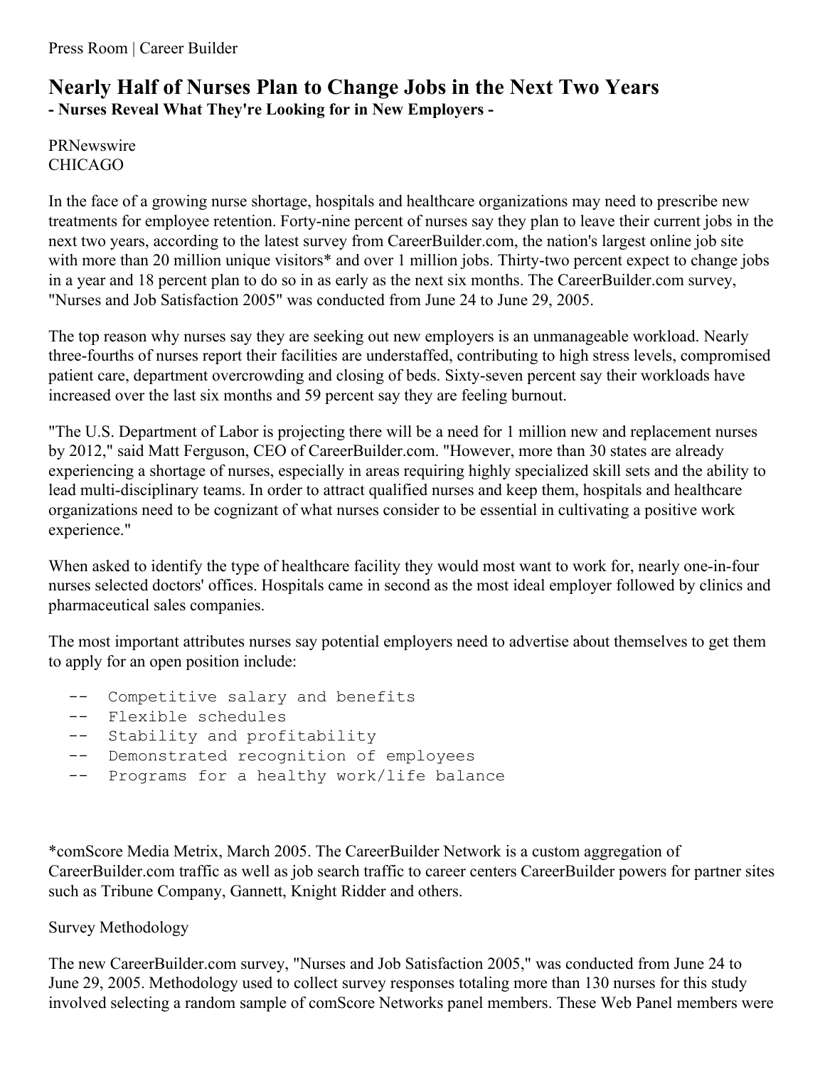Press Room | Career Builder

# Nearly Half of Nurses Plan to Change Jobs in the Next Two Years

**- Nurses Reveal What They're Looking for in New Employers -**

PRNewswire
CHICAGO

In the face of a growing nurse shortage, hospitals and healthcare organizations may need to prescribe new treatments for employee retention. Forty-nine percent of nurses say they plan to leave their current jobs in the next two years, according to the latest survey from CareerBuilder.com, the nation's largest online job site with more than 20 million unique visitors* and over 1 million jobs. Thirty-two percent expect to change jobs in a year and 18 percent plan to do so in as early as the next six months. The CareerBuilder.com survey, "Nurses and Job Satisfaction 2005" was conducted from June 24 to June 29, 2005.

The top reason why nurses say they are seeking out new employers is an unmanageable workload. Nearly three-fourths of nurses report their facilities are understaffed, contributing to high stress levels, compromised patient care, department overcrowding and closing of beds. Sixty-seven percent say their workloads have increased over the last six months and 59 percent say they are feeling burnout.

"The U.S. Department of Labor is projecting there will be a need for 1 million new and replacement nurses by 2012," said Matt Ferguson, CEO of CareerBuilder.com. "However, more than 30 states are already experiencing a shortage of nurses, especially in areas requiring highly specialized skill sets and the ability to lead multi-disciplinary teams. In order to attract qualified nurses and keep them, hospitals and healthcare organizations need to be cognizant of what nurses consider to be essential in cultivating a positive work experience."

When asked to identify the type of healthcare facility they would most want to work for, nearly one-in-four nurses selected doctors' offices. Hospitals came in second as the most ideal employer followed by clinics and pharmaceutical sales companies.

The most important attributes nurses say potential employers need to advertise about themselves to get them to apply for an open position include:

```
--  Competitive salary and benefits
--  Flexible schedules
--  Stability and profitability
--  Demonstrated recognition of employees
--  Programs for a healthy work/life balance
```

*comScore Media Metrix, March 2005. The CareerBuilder Network is a custom aggregation of CareerBuilder.com traffic as well as job search traffic to career centers CareerBuilder powers for partner sites such as Tribune Company, Gannett, Knight Ridder and others.

Survey Methodology

The new CareerBuilder.com survey, "Nurses and Job Satisfaction 2005," was conducted from June 24 to June 29, 2005. Methodology used to collect survey responses totaling more than 130 nurses for this study involved selecting a random sample of comScore Networks panel members. These Web Panel members were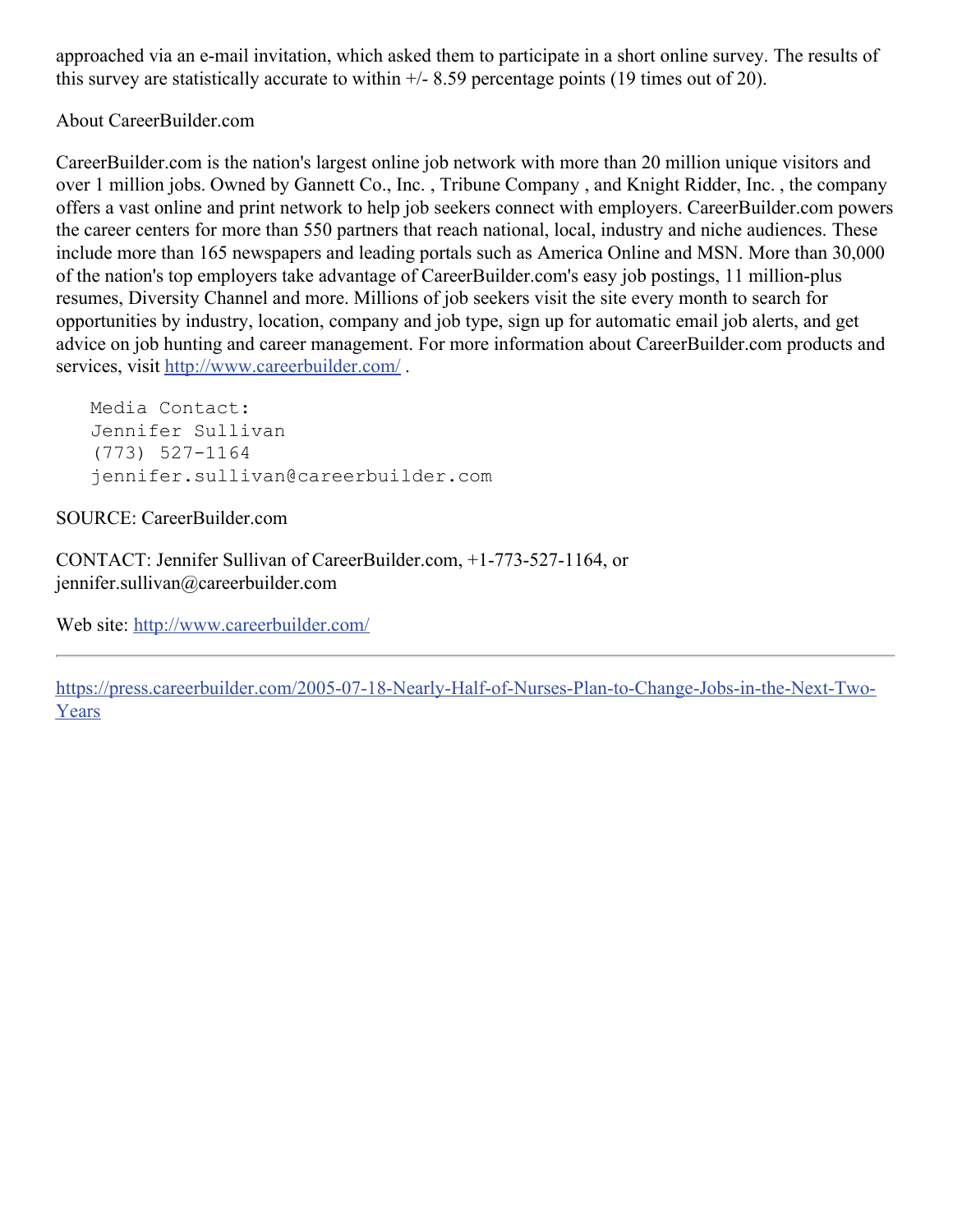approached via an e-mail invitation, which asked them to participate in a short online survey. The results of this survey are statistically accurate to within +/- 8.59 percentage points (19 times out of 20).

About CareerBuilder.com

CareerBuilder.com is the nation's largest online job network with more than 20 million unique visitors and over 1 million jobs. Owned by Gannett Co., Inc. , Tribune Company , and Knight Ridder, Inc. , the company offers a vast online and print network to help job seekers connect with employers. CareerBuilder.com powers the career centers for more than 550 partners that reach national, local, industry and niche audiences. These include more than 165 newspapers and leading portals such as America Online and MSN. More than 30,000 of the nation's top employers take advantage of CareerBuilder.com's easy job postings, 11 million-plus resumes, Diversity Channel and more. Millions of job seekers visit the site every month to search for opportunities by industry, location, company and job type, sign up for automatic email job alerts, and get advice on job hunting and career management. For more information about CareerBuilder.com products and services, visit http://www.careerbuilder.com/ .

```
Media Contact:
Jennifer Sullivan
(773) 527-1164
jennifer.sullivan@careerbuilder.com
```

SOURCE: CareerBuilder.com

CONTACT: Jennifer Sullivan of CareerBuilder.com, +1-773-527-1164, or jennifer.sullivan@careerbuilder.com

Web site: http://www.careerbuilder.com/

---

https://press.careerbuilder.com/2005-07-18-Nearly-Half-of-Nurses-Plan-to-Change-Jobs-in-the-Next-Two-Years